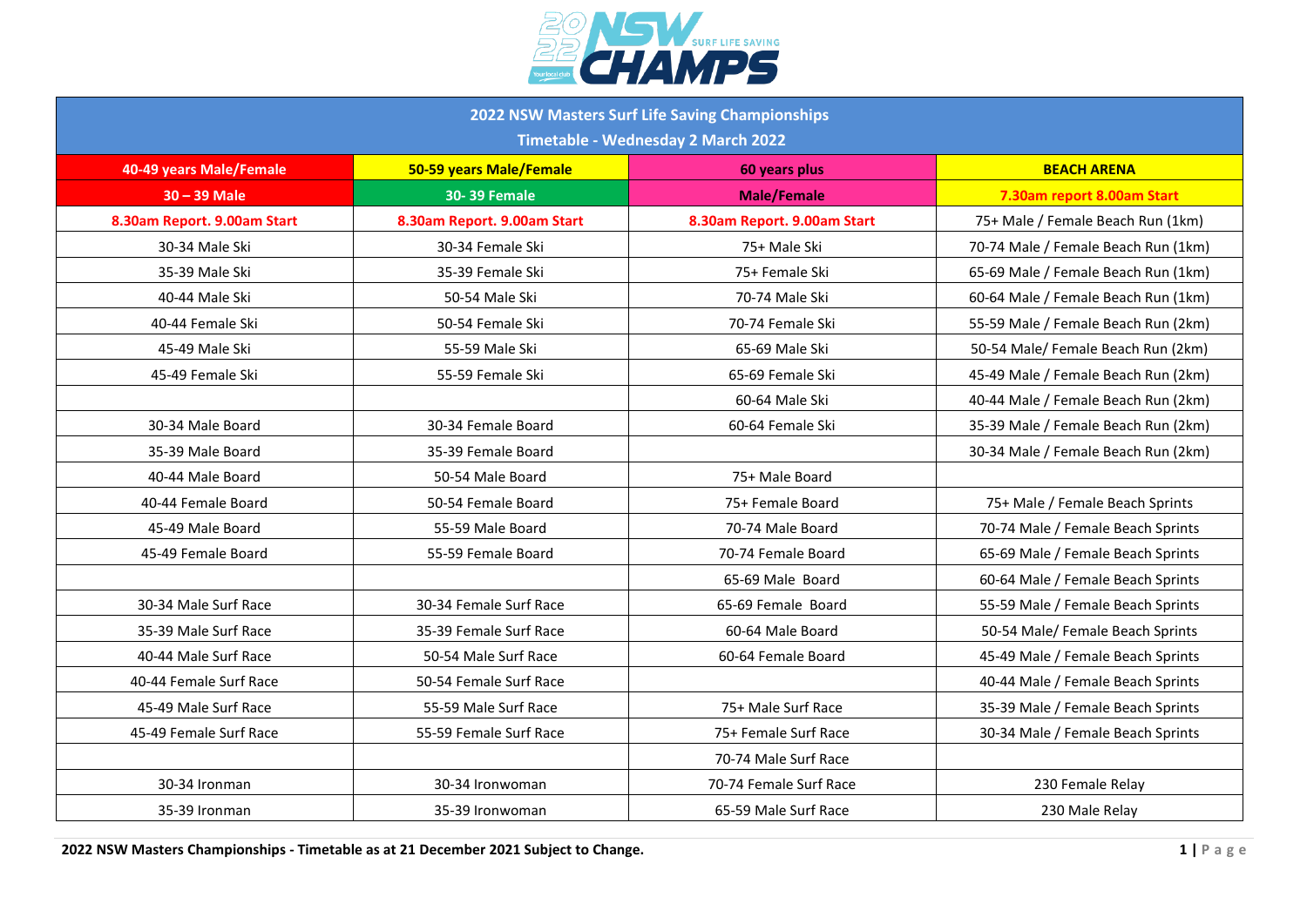| 2022 NSW Masters Surf Life Saving Championships<br>Timetable - Wednesday 2 March 2022 | | | |
|---|---|---|---|
| **40-49 years Male/Female** | **50-59 years Male/Female** | **60 years plus** | **BEACH ARENA** |
| **30 – 39 Male** | **30- 39 Female** | **Male/Female** | **7.30am report 8.00am Start** |
| **8.30am Report. 9.00am Start** | **8.30am Report. 9.00am Start** | **8.30am Report. 9.00am Start** | 75+ Male / Female Beach Run (1km) |
| 30-34 Male Ski | 30-34 Female Ski | 75+ Male Ski | 70-74 Male / Female Beach Run (1km) |
| 35-39 Male Ski | 35-39 Female Ski | 75+ Female Ski | 65-69 Male / Female Beach Run (1km) |
| 40-44 Male Ski | 50-54 Male Ski | 70-74 Male Ski | 60-64 Male / Female Beach Run (1km) |
| 40-44 Female Ski | 50-54 Female Ski | 70-74 Female Ski | 55-59 Male / Female Beach Run (2km) |
| 45-49 Male Ski | 55-59 Male Ski | 65-69 Male Ski | 50-54 Male/ Female Beach Run (2km) |
| 45-49 Female Ski | 55-59 Female Ski | 65-69 Female Ski | 45-49 Male / Female Beach Run (2km) |
| | | 60-64 Male Ski | 40-44 Male / Female Beach Run (2km) |
| 30-34 Male Board | 30-34 Female Board | 60-64 Female Ski | 35-39 Male / Female Beach Run (2km) |
| 35-39 Male Board | 35-39 Female Board | | 30-34 Male / Female Beach Run (2km) |
| 40-44 Male Board | 50-54 Male Board | 75+ Male Board | |
| 40-44 Female Board | 50-54 Female Board | 75+ Female Board | 75+ Male / Female Beach Sprints |
| 45-49 Male Board | 55-59 Male Board | 70-74 Male Board | 70-74 Male / Female Beach Sprints |
| 45-49 Female Board | 55-59 Female Board | 70-74 Female Board | 65-69 Male / Female Beach Sprints |
| | | 65-69 Male Board | 60-64 Male / Female Beach Sprints |
| 30-34 Male Surf Race | 30-34 Female Surf Race | 65-69 Female Board | 55-59 Male / Female Beach Sprints |
| 35-39 Male Surf Race | 35-39 Female Surf Race | 60-64 Male Board | 50-54 Male/ Female Beach Sprints |
| 40-44 Male Surf Race | 50-54 Male Surf Race | 60-64 Female Board | 45-49 Male / Female Beach Sprints |
| 40-44 Female Surf Race | 50-54 Female Surf Race | | 40-44 Male / Female Beach Sprints |
| 45-49 Male Surf Race | 55-59 Male Surf Race | 75+ Male Surf Race | 35-39 Male / Female Beach Sprints |
| 45-49 Female Surf Race | 55-59 Female Surf Race | 75+ Female Surf Race | 30-34 Male / Female Beach Sprints |
| | | 70-74 Male Surf Race | |
| 30-34 Ironman | 30-34 Ironwoman | 70-74 Female Surf Race | 230 Female Relay |
| 35-39 Ironman | 35-39 Ironwoman | 65-59 Male Surf Race | 230 Male Relay |

**2022 NSW Masters Championships - Timetable as at 21 December 2021 Subject to Change.**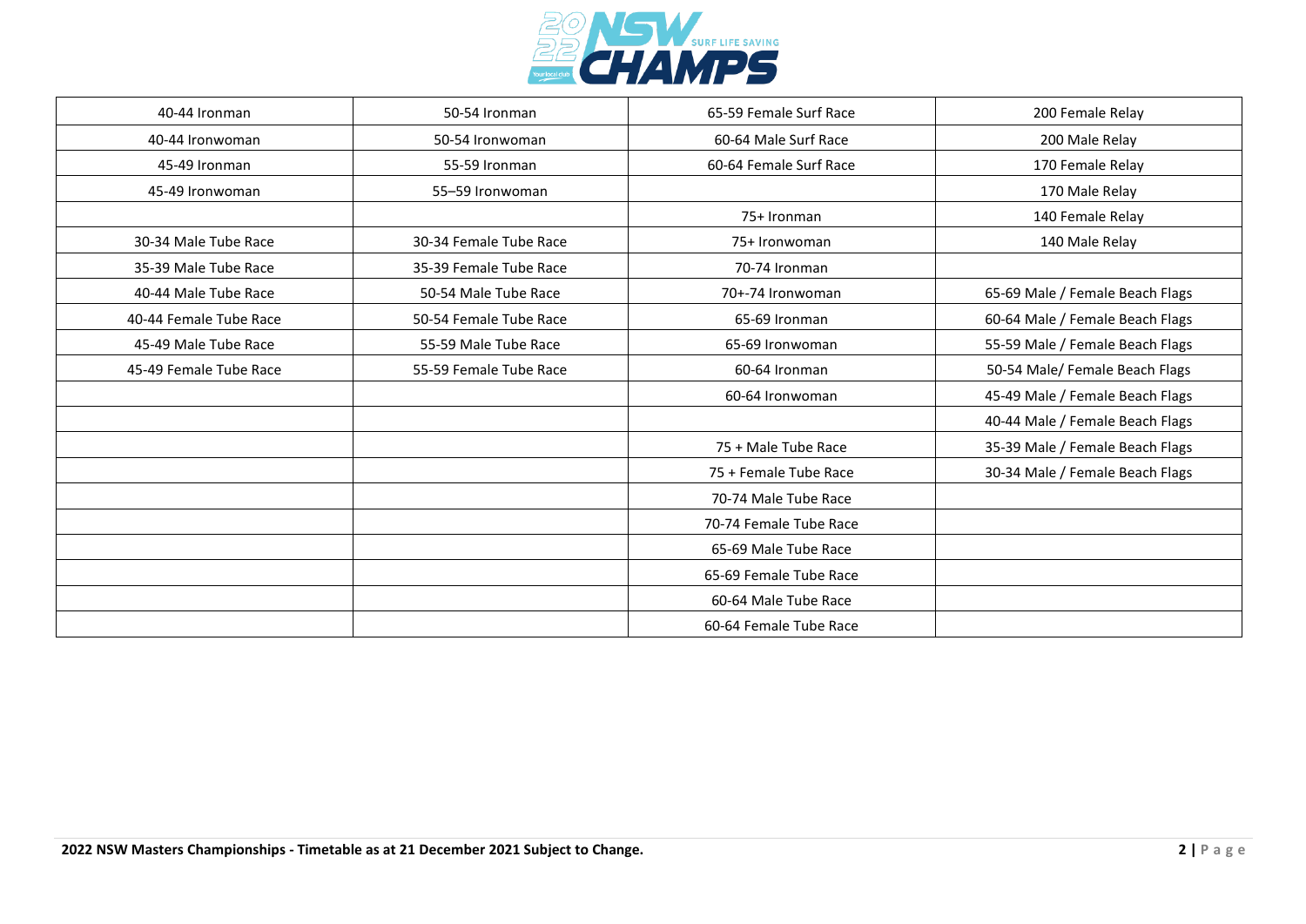| | | | |
|---|---|---|---|
| 40-44 Ironman | 50-54 Ironman | 65-59 Female Surf Race | 200 Female Relay |
| 40-44 Ironwoman | 50-54 Ironwoman | 60-64 Male Surf Race | 200 Male Relay |
| 45-49 Ironman | 55-59 Ironman | 60-64 Female Surf Race | 170 Female Relay |
| 45-49 Ironwoman | 55–59 Ironwoman | | 170 Male Relay |
| | | 75+ Ironman | 140 Female Relay |
| 30-34 Male Tube Race | 30-34 Female Tube Race | 75+ Ironwoman | 140 Male Relay |
| 35-39 Male Tube Race | 35-39 Female Tube Race | 70-74 Ironman | |
| 40-44 Male Tube Race | 50-54 Male Tube Race | 70+-74 Ironwoman | 65-69 Male / Female Beach Flags |
| 40-44 Female Tube Race | 50-54 Female Tube Race | 65-69 Ironman | 60-64 Male / Female Beach Flags |
| 45-49 Male Tube Race | 55-59 Male Tube Race | 65-69 Ironwoman | 55-59 Male / Female Beach Flags |
| 45-49 Female Tube Race | 55-59 Female Tube Race | 60-64 Ironman | 50-54 Male/ Female Beach Flags |
| | | 60-64 Ironwoman | 45-49 Male / Female Beach Flags |
| | | | 40-44 Male / Female Beach Flags |
| | | 75 + Male Tube Race | 35-39 Male / Female Beach Flags |
| | | 75 + Female Tube Race | 30-34 Male / Female Beach Flags |
| | | 70-74 Male Tube Race | |
| | | 70-74 Female Tube Race | |
| | | 65-69 Male Tube Race | |
| | | 65-69 Female Tube Race | |
| | | 60-64 Male Tube Race | |
| | | 60-64 Female Tube Race | |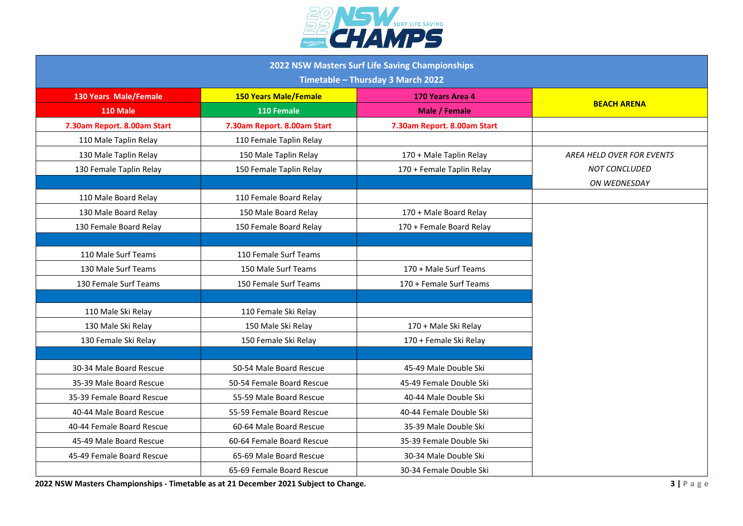## 2022 NSW Masters Surf Life Saving Championships

### Timetable – Thursday 3 March 2022

| 130 Years Male/Female<br>110 Male | 150 Years Male/Female<br>110 Female | 170 Years Area 4<br>Male / Female | BEACH ARENA |
|---|---|---|---|
| 7.30am Report. 8.00am Start | 7.30am Report. 8.00am Start | 7.30am Report. 8.00am Start | |
| 110 Male Taplin Relay | 110 Female Taplin Relay | | |
| 130 Male Taplin Relay | 150 Male Taplin Relay | 170 + Male Taplin Relay | *AREA HELD OVER FOR EVENTS NOT CONCLUDED ON WEDNESDAY* |
| 130 Female Taplin Relay | 150 Female Taplin Relay | 170 + Female Taplin Relay | |
| | | | |
| 110 Male Board Relay | 110 Female Board Relay | | |
| 130 Male Board Relay | 150 Male Board Relay | 170 + Male Board Relay | |
| 130 Female Board Relay | 150 Female Board Relay | 170 + Female Board Relay | |
| | | | |
| 110 Male Surf Teams | 110 Female Surf Teams | | |
| 130 Male Surf Teams | 150 Male Surf Teams | 170 + Male Surf Teams | |
| 130 Female Surf Teams | 150 Female Surf Teams | 170 + Female Surf Teams | |
| | | | |
| 110 Male Ski Relay | 110 Female Ski Relay | | |
| 130 Male Ski Relay | 150 Male Ski Relay | 170 + Male Ski Relay | |
| 130 Female Ski Relay | 150 Female Ski Relay | 170 + Female Ski Relay | |
| | | | |
| 30-34 Male Board Rescue | 50-54 Male Board Rescue | 45-49 Male Double Ski | |
| 35-39 Male Board Rescue | 50-54 Female Board Rescue | 45-49 Female Double Ski | |
| 35-39 Female Board Rescue | 55-59 Male Board Rescue | 40-44 Male Double Ski | |
| 40-44 Male Board Rescue | 55-59 Female Board Rescue | 40-44 Female Double Ski | |
| 40-44 Female Board Rescue | 60-64 Male Board Rescue | 35-39 Male Double Ski | |
| 45-49 Male Board Rescue | 60-64 Female Board Rescue | 35-39 Female Double Ski | |
| 45-49 Female Board Rescue | 65-69 Male Board Rescue | 30-34 Male Double Ski | |
| | 65-69 Female Board Rescue | 30-34 Female Double Ski | |

**2022 NSW Masters Championships - Timetable as at 21 December 2021 Subject to Change.**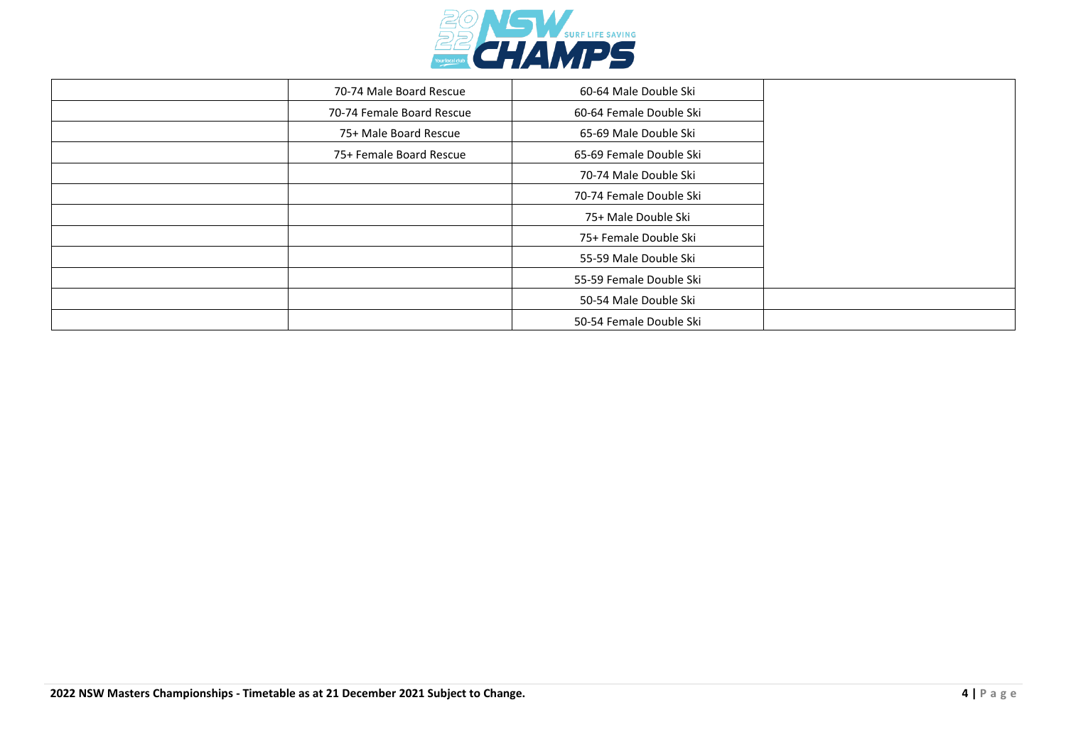| | | | |
|---|---|---|---|
| | 70-74 Male Board Rescue | 60-64 Male Double Ski | |
| | 70-74 Female Board Rescue | 60-64 Female Double Ski | |
| | 75+ Male Board Rescue | 65-69 Male Double Ski | |
| | 75+ Female Board Rescue | 65-69 Female Double Ski | |
| | | 70-74 Male Double Ski | |
| | | 70-74 Female Double Ski | |
| | | 75+ Male Double Ski | |
| | | 75+ Female Double Ski | |
| | | 55-59 Male Double Ski | |
| | | 55-59 Female Double Ski | |
| | | 50-54 Male Double Ski | |
| | | 50-54 Female Double Ski | |